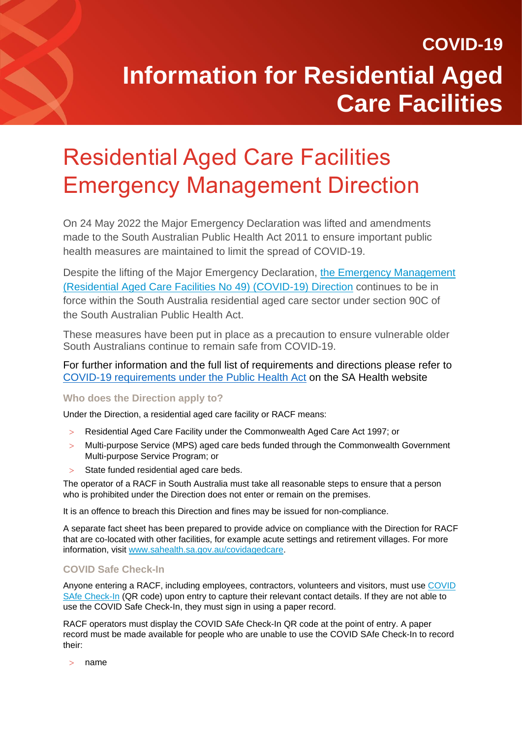COVID-19

# Information for Residential Aged Care Facilities

## Residential Aged Care Facilities Emergency Management Direction

On 24 May 2022 the Major Emergency Declaration was lifted and amendments made to the South Australian Public Health Act 2011 to ensure important public health measures are maintained to limit the spread of COVID-19.

Despite the lifting of the Major Emergency Declaration, the Emergency Management (Residential Aged Care Facilities No 49) (COVID-19) Direction continues to be in force within the South Australia residential aged care sector under section 90C of the South Australian Public Health Act.

These measures have been put in place as a precaution to ensure vulnerable older South Australians continue to remain safe from COVID-19.

For further information and the full list of requirements and directions please refer to COVID-19 requirements under the Public Health Act on the SA Health website

### Who does the Direction apply to?

Under the Direction, a residential aged care facility or RACF means:

- Residential Aged Care Facility under the Commonwealth Aged Care Act 1997; or
- Multi-purpose Service (MPS) aged care beds funded through the Commonwealth Government Multi-purpose Service Program; or
- State funded residential aged care beds.

The operator of a RACF in South Australia must take all reasonable steps to ensure that a person who is prohibited under the Direction does not enter or remain on the premises.

It is an offence to breach this Direction and fines may be issued for non-compliance.

A separate fact sheet has been prepared to provide advice on compliance with the Direction for RACF that are co-located with other facilities, for example acute settings and retirement villages. For more information, visit www.sahealth.sa.gov.au/covidagedcare.

### COVID Safe Check-In

Anyone entering a RACF, including employees, contractors, volunteers and visitors, must use COVID SAfe Check-In (QR code) upon entry to capture their relevant contact details. If they are not able to use the COVID Safe Check-In, they must sign in using a paper record.

RACF operators must display the COVID SAfe Check-In QR code at the point of entry. A paper record must be made available for people who are unable to use the COVID SAfe Check-In to record their:

- name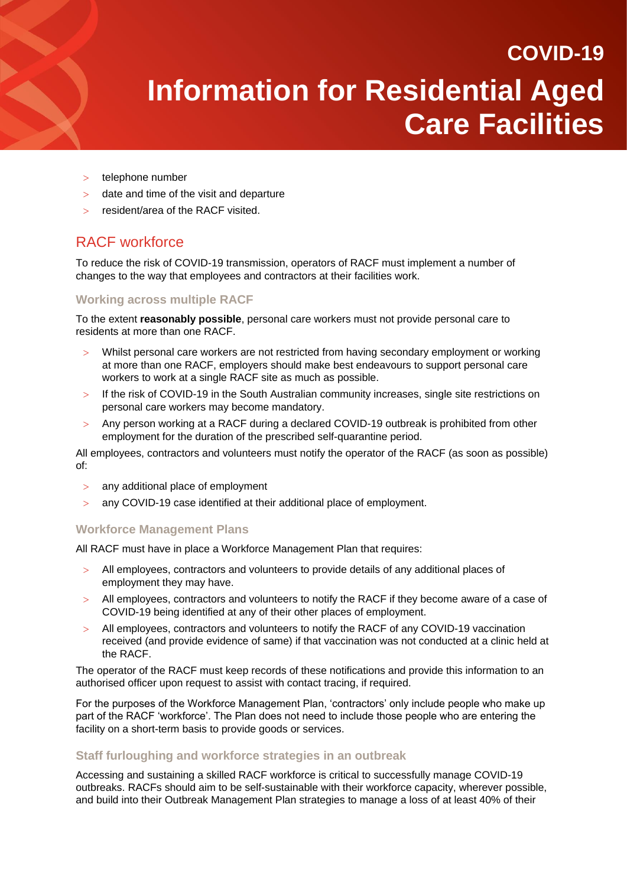- telephone number
- date and time of the visit and departure
- resident/area of the RACF visited.

## RACF workforce

To reduce the risk of COVID-19 transmission, operators of RACF must implement a number of changes to the way that employees and contractors at their facilities work.

### Working across multiple RACF

To the extent **reasonably possible**, personal care workers must not provide personal care to residents at more than one RACF.

- Whilst personal care workers are not restricted from having secondary employment or working at more than one RACF, employers should make best endeavours to support personal care workers to work at a single RACF site as much as possible.
- If the risk of COVID-19 in the South Australian community increases, single site restrictions on personal care workers may become mandatory.
- Any person working at a RACF during a declared COVID-19 outbreak is prohibited from other employment for the duration of the prescribed self-quarantine period.

All employees, contractors and volunteers must notify the operator of the RACF (as soon as possible) of:

- any additional place of employment
- any COVID-19 case identified at their additional place of employment.

### Workforce Management Plans

All RACF must have in place a Workforce Management Plan that requires:

- All employees, contractors and volunteers to provide details of any additional places of employment they may have.
- All employees, contractors and volunteers to notify the RACF if they become aware of a case of COVID-19 being identified at any of their other places of employment.
- All employees, contractors and volunteers to notify the RACF of any COVID-19 vaccination received (and provide evidence of same) if that vaccination was not conducted at a clinic held at the RACF.

The operator of the RACF must keep records of these notifications and provide this information to an authorised officer upon request to assist with contact tracing, if required.

For the purposes of the Workforce Management Plan, 'contractors' only include people who make up part of the RACF 'workforce'. The Plan does not need to include those people who are entering the facility on a short-term basis to provide goods or services.

### Staff furloughing and workforce strategies in an outbreak

Accessing and sustaining a skilled RACF workforce is critical to successfully manage COVID-19 outbreaks. RACFs should aim to be self-sustainable with their workforce capacity, wherever possible, and build into their Outbreak Management Plan strategies to manage a loss of at least 40% of their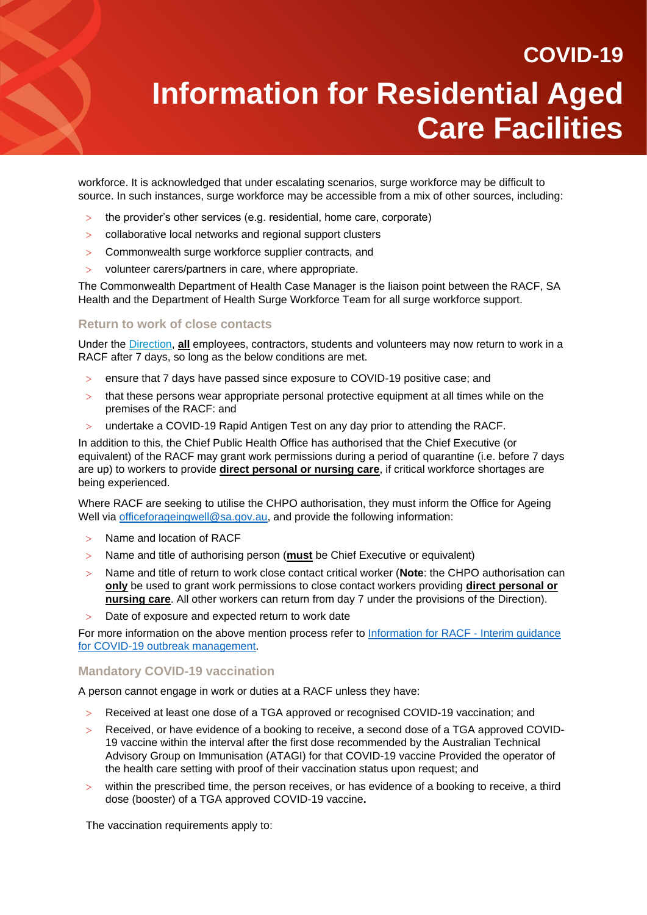workforce. It is acknowledged that under escalating scenarios, surge workforce may be difficult to source. In such instances, surge workforce may be accessible from a mix of other sources, including:

- the provider's other services (e.g. residential, home care, corporate)
- collaborative local networks and regional support clusters
- Commonwealth surge workforce supplier contracts, and
- volunteer carers/partners in care, where appropriate.

The Commonwealth Department of Health Case Manager is the liaison point between the RACF, SA Health and the Department of Health Surge Workforce Team for all surge workforce support.

### Return to work of close contacts

Under the [Direction](), **<u>all</u>** employees, contractors, students and volunteers may now return to work in a RACF after 7 days, so long as the below conditions are met.

- ensure that 7 days have passed since exposure to COVID-19 positive case; and
- that these persons wear appropriate personal protective equipment at all times while on the premises of the RACF: and
- undertake a COVID-19 Rapid Antigen Test on any day prior to attending the RACF.

In addition to this, the Chief Public Health Office has authorised that the Chief Executive (or equivalent) of the RACF may grant work permissions during a period of quarantine (i.e. before 7 days are up) to workers to provide **<u>direct personal or nursing care</u>**, if critical workforce shortages are being experienced.

Where RACF are seeking to utilise the CHPO authorisation, they must inform the Office for Ageing Well via officeforageingwell@sa.gov.au, and provide the following information:

- Name and location of RACF
- Name and title of authorising person (**<u>must</u>** be Chief Executive or equivalent)
- Name and title of return to work close contact critical worker (**Note**: the CHPO authorisation can **<u>only</u>** be used to grant work permissions to close contact workers providing **<u>direct personal or nursing care</u>**. All other workers can return from day 7 under the provisions of the Direction).
- Date of exposure and expected return to work date

For more information on the above mention process refer to [Information for RACF - Interim guidance for COVID-19 outbreak management]().

### Mandatory COVID-19 vaccination

A person cannot engage in work or duties at a RACF unless they have:

- Received at least one dose of a TGA approved or recognised COVID-19 vaccination; and
- Received, or have evidence of a booking to receive, a second dose of a TGA approved COVID-19 vaccine within the interval after the first dose recommended by the Australian Technical Advisory Group on Immunisation (ATAGI) for that COVID-19 vaccine Provided the operator of the health care setting with proof of their vaccination status upon request; and
- within the prescribed time, the person receives, or has evidence of a booking to receive, a third dose (booster) of a TGA approved COVID-19 vaccine**.**

The vaccination requirements apply to: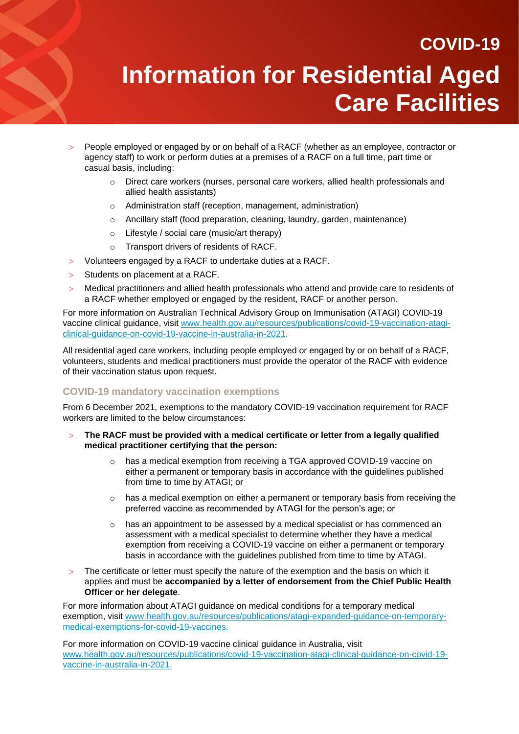# COVID-19

# Information for Residential Aged Care Facilities

- People employed or engaged by or on behalf of a RACF (whether as an employee, contractor or agency staff) to work or perform duties at a premises of a RACF on a full time, part time or casual basis, including:
  - Direct care workers (nurses, personal care workers, allied health professionals and allied health assistants)
  - Administration staff (reception, management, administration)
  - Ancillary staff (food preparation, cleaning, laundry, garden, maintenance)
  - Lifestyle / social care (music/art therapy)
  - Transport drivers of residents of RACF.
- Volunteers engaged by a RACF to undertake duties at a RACF.
- Students on placement at a RACF.
- Medical practitioners and allied health professionals who attend and provide care to residents of a RACF whether employed or engaged by the resident, RACF or another person.

For more information on Australian Technical Advisory Group on Immunisation (ATAGI) COVID-19 vaccine clinical guidance, visit www.health.gov.au/resources/publications/covid-19-vaccination-atagi-clinical-guidance-on-covid-19-vaccine-in-australia-in-2021.

All residential aged care workers, including people employed or engaged by or on behalf of a RACF, volunteers, students and medical practitioners must provide the operator of the RACF with evidence of their vaccination status upon request.

### COVID-19 mandatory vaccination exemptions

From 6 December 2021, exemptions to the mandatory COVID-19 vaccination requirement for RACF workers are limited to the below circumstances:

- **The RACF must be provided with a medical certificate or letter from a legally qualified medical practitioner certifying that the person:**
  - has a medical exemption from receiving a TGA approved COVID-19 vaccine on either a permanent or temporary basis in accordance with the guidelines published from time to time by ATAGI; or
  - has a medical exemption on either a permanent or temporary basis from receiving the preferred vaccine as recommended by ATAGI for the person's age; or
  - has an appointment to be assessed by a medical specialist or has commenced an assessment with a medical specialist to determine whether they have a medical exemption from receiving a COVID-19 vaccine on either a permanent or temporary basis in accordance with the guidelines published from time to time by ATAGI.
- The certificate or letter must specify the nature of the exemption and the basis on which it applies and must be **accompanied by a letter of endorsement from the Chief Public Health Officer or her delegate**.

For more information about ATAGI guidance on medical conditions for a temporary medical exemption, visit www.health.gov.au/resources/publications/atagi-expanded-guidance-on-temporary-medical-exemptions-for-covid-19-vaccines.

For more information on COVID-19 vaccine clinical guidance in Australia, visit www.health.gov.au/resources/publications/covid-19-vaccination-atagi-clinical-guidance-on-covid-19-vaccine-in-australia-in-2021.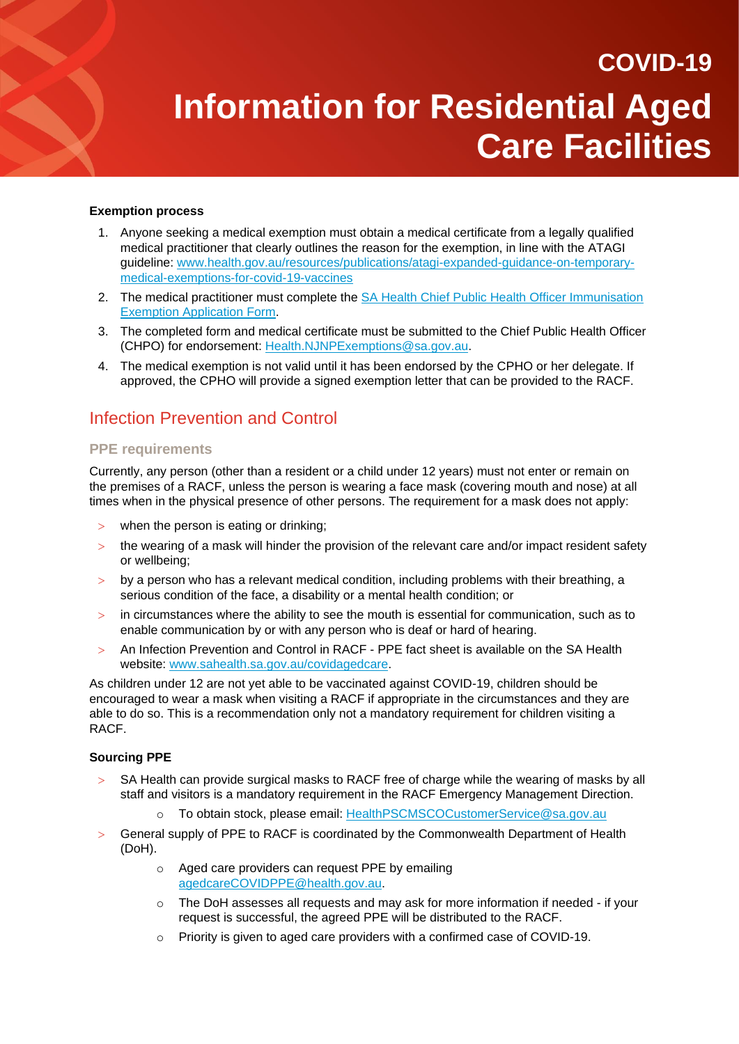**Exemption process**

1. Anyone seeking a medical exemption must obtain a medical certificate from a legally qualified medical practitioner that clearly outlines the reason for the exemption, in line with the ATAGI guideline: [www.health.gov.au/resources/publications/atagi-expanded-guidance-on-temporary-medical-exemptions-for-covid-19-vaccines](https://www.health.gov.au/resources/publications/atagi-expanded-guidance-on-temporary-medical-exemptions-for-covid-19-vaccines)
2. The medical practitioner must complete the SA Health Chief Public Health Officer Immunisation Exemption Application Form.
3. The completed form and medical certificate must be submitted to the Chief Public Health Officer (CHPO) for endorsement: Health.NJNPExemptions@sa.gov.au.
4. The medical exemption is not valid until it has been endorsed by the CPHO or her delegate. If approved, the CPHO will provide a signed exemption letter that can be provided to the RACF.

## Infection Prevention and Control

### PPE requirements

Currently, any person (other than a resident or a child under 12 years) must not enter or remain on the premises of a RACF, unless the person is wearing a face mask (covering mouth and nose) at all times when in the physical presence of other persons. The requirement for a mask does not apply:

- when the person is eating or drinking;
- the wearing of a mask will hinder the provision of the relevant care and/or impact resident safety or wellbeing;
- by a person who has a relevant medical condition, including problems with their breathing, a serious condition of the face, a disability or a mental health condition; or
- in circumstances where the ability to see the mouth is essential for communication, such as to enable communication by or with any person who is deaf or hard of hearing.
- An Infection Prevention and Control in RACF - PPE fact sheet is available on the SA Health website: www.sahealth.sa.gov.au/covidagedcare.

As children under 12 are not yet able to be vaccinated against COVID-19, children should be encouraged to wear a mask when visiting a RACF if appropriate in the circumstances and they are able to do so. This is a recommendation only not a mandatory requirement for children visiting a RACF.

**Sourcing PPE**

- SA Health can provide surgical masks to RACF free of charge while the wearing of masks by all staff and visitors is a mandatory requirement in the RACF Emergency Management Direction.
  - To obtain stock, please email: HealthPSCMSCOCustomerService@sa.gov.au
- General supply of PPE to RACF is coordinated by the Commonwealth Department of Health (DoH).
  - Aged care providers can request PPE by emailing agedcareCOVIDPPE@health.gov.au.
  - The DoH assesses all requests and may ask for more information if needed - if your request is successful, the agreed PPE will be distributed to the RACF.
  - Priority is given to aged care providers with a confirmed case of COVID-19.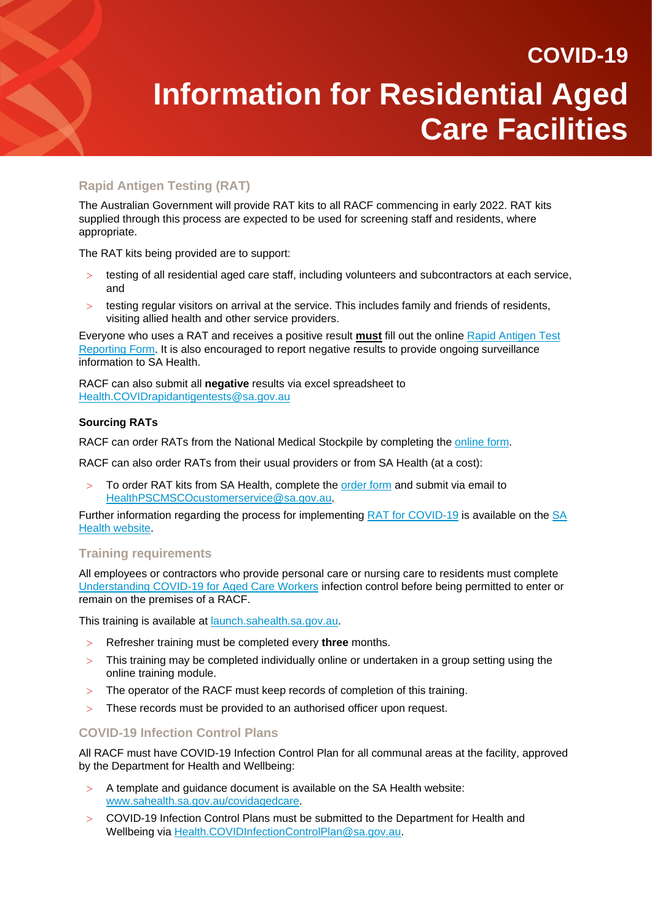# COVID-19

# Information for Residential Aged Care Facilities

## Rapid Antigen Testing (RAT)

The Australian Government will provide RAT kits to all RACF commencing in early 2022. RAT kits supplied through this process are expected to be used for screening staff and residents, where appropriate.

The RAT kits being provided are to support:

- testing of all residential aged care staff, including volunteers and subcontractors at each service, and
- testing regular visitors on arrival at the service. This includes family and friends of residents, visiting allied health and other service providers.

Everyone who uses a RAT and receives a positive result **must** fill out the online Rapid Antigen Test Reporting Form. It is also encouraged to report negative results to provide ongoing surveillance information to SA Health.

RACF can also submit all **negative** results via excel spreadsheet to Health.COVIDrapidantigentests@sa.gov.au

### Sourcing RATs

RACF can order RATs from the National Medical Stockpile by completing the online form.

RACF can also order RATs from their usual providers or from SA Health (at a cost):

- To order RAT kits from SA Health, complete the order form and submit via email to HealthPSCMSCOcustomerservice@sa.gov.au.

Further information regarding the process for implementing RAT for COVID-19 is available on the SA Health website.

## Training requirements

All employees or contractors who provide personal care or nursing care to residents must complete Understanding COVID-19 for Aged Care Workers infection control before being permitted to enter or remain on the premises of a RACF.

This training is available at launch.sahealth.sa.gov.au.

- Refresher training must be completed every **three** months.
- This training may be completed individually online or undertaken in a group setting using the online training module.
- The operator of the RACF must keep records of completion of this training.
- These records must be provided to an authorised officer upon request.

## COVID-19 Infection Control Plans

All RACF must have COVID-19 Infection Control Plan for all communal areas at the facility, approved by the Department for Health and Wellbeing:

- A template and guidance document is available on the SA Health website: www.sahealth.sa.gov.au/covidagedcare.
- COVID-19 Infection Control Plans must be submitted to the Department for Health and Wellbeing via Health.COVIDInfectionControlPlan@sa.gov.au.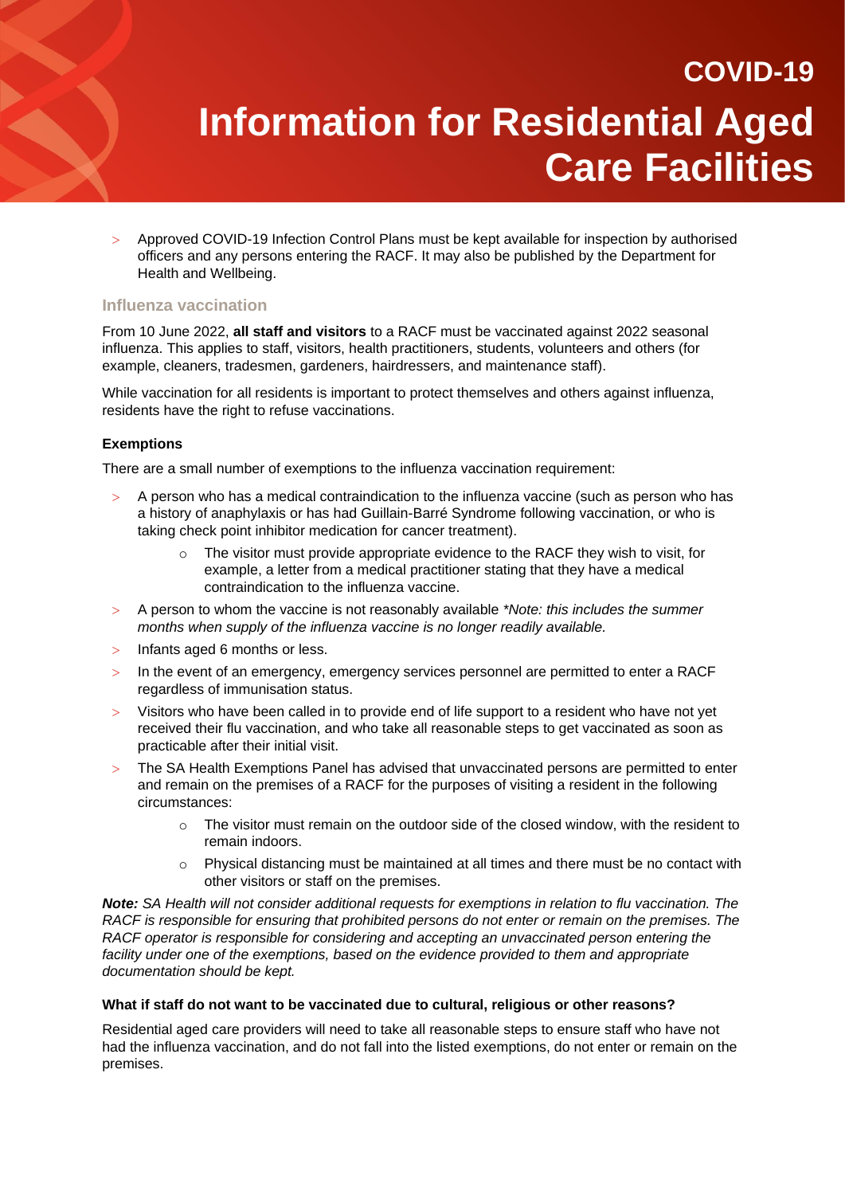- Approved COVID-19 Infection Control Plans must be kept available for inspection by authorised officers and any persons entering the RACF. It may also be published by the Department for Health and Wellbeing.

## Influenza vaccination

From 10 June 2022, **all staff and visitors** to a RACF must be vaccinated against 2022 seasonal influenza. This applies to staff, visitors, health practitioners, students, volunteers and others (for example, cleaners, tradesmen, gardeners, hairdressers, and maintenance staff).

While vaccination for all residents is important to protect themselves and others against influenza, residents have the right to refuse vaccinations.

### Exemptions

There are a small number of exemptions to the influenza vaccination requirement:

- A person who has a medical contraindication to the influenza vaccine (such as person who has a history of anaphylaxis or has had Guillain-Barré Syndrome following vaccination, or who is taking check point inhibitor medication for cancer treatment).
  - The visitor must provide appropriate evidence to the RACF they wish to visit, for example, a letter from a medical practitioner stating that they have a medical contraindication to the influenza vaccine.
- A person to whom the vaccine is not reasonably available *\*Note: this includes the summer months when supply of the influenza vaccine is no longer readily available.*
- Infants aged 6 months or less.
- In the event of an emergency, emergency services personnel are permitted to enter a RACF regardless of immunisation status.
- Visitors who have been called in to provide end of life support to a resident who have not yet received their flu vaccination, and who take all reasonable steps to get vaccinated as soon as practicable after their initial visit.
- The SA Health Exemptions Panel has advised that unvaccinated persons are permitted to enter and remain on the premises of a RACF for the purposes of visiting a resident in the following circumstances:
  - The visitor must remain on the outdoor side of the closed window, with the resident to remain indoors.
  - Physical distancing must be maintained at all times and there must be no contact with other visitors or staff on the premises.

***Note:*** *SA Health will not consider additional requests for exemptions in relation to flu vaccination. The RACF is responsible for ensuring that prohibited persons do not enter or remain on the premises. The RACF operator is responsible for considering and accepting an unvaccinated person entering the facility under one of the exemptions, based on the evidence provided to them and appropriate documentation should be kept.*

### What if staff do not want to be vaccinated due to cultural, religious or other reasons?

Residential aged care providers will need to take all reasonable steps to ensure staff who have not had the influenza vaccination, and do not fall into the listed exemptions, do not enter or remain on the premises.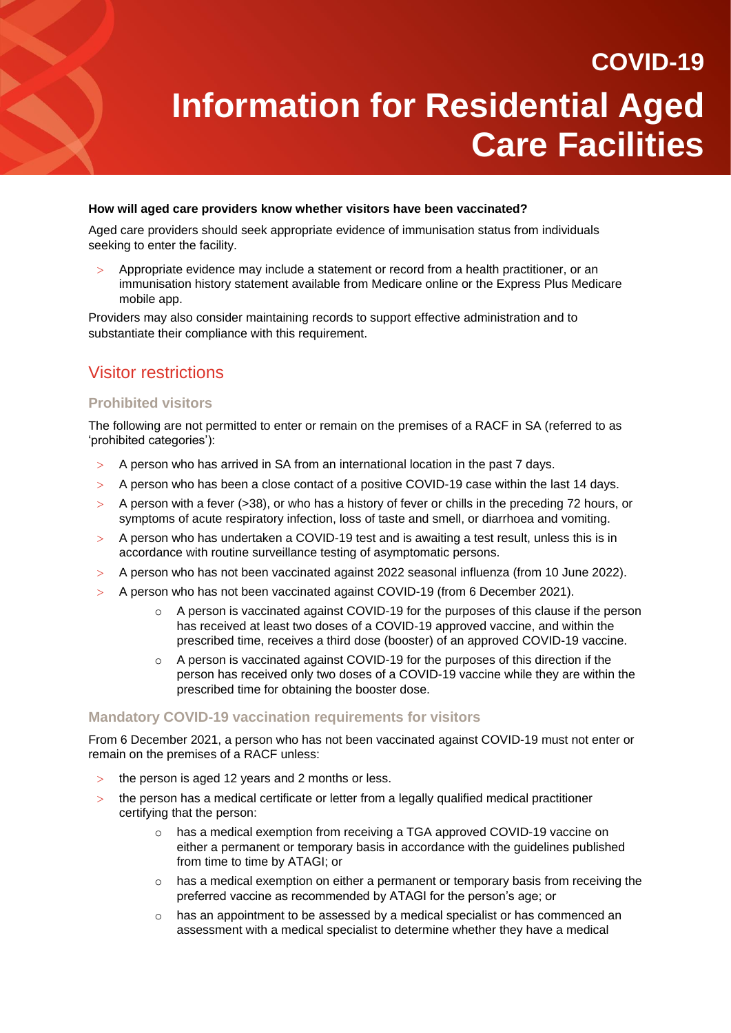**How will aged care providers know whether visitors have been vaccinated?**

Aged care providers should seek appropriate evidence of immunisation status from individuals seeking to enter the facility.

- Appropriate evidence may include a statement or record from a health practitioner, or an immunisation history statement available from Medicare online or the Express Plus Medicare mobile app.

Providers may also consider maintaining records to support effective administration and to substantiate their compliance with this requirement.

## Visitor restrictions

### Prohibited visitors

The following are not permitted to enter or remain on the premises of a RACF in SA (referred to as 'prohibited categories'):

- A person who has arrived in SA from an international location in the past 7 days.
- A person who has been a close contact of a positive COVID-19 case within the last 14 days.
- A person with a fever (>38), or who has a history of fever or chills in the preceding 72 hours, or symptoms of acute respiratory infection, loss of taste and smell, or diarrhoea and vomiting.
- A person who has undertaken a COVID-19 test and is awaiting a test result, unless this is in accordance with routine surveillance testing of asymptomatic persons.
- A person who has not been vaccinated against 2022 seasonal influenza (from 10 June 2022).
- A person who has not been vaccinated against COVID-19 (from 6 December 2021).
    - A person is vaccinated against COVID-19 for the purposes of this clause if the person has received at least two doses of a COVID-19 approved vaccine, and within the prescribed time, receives a third dose (booster) of an approved COVID-19 vaccine.
    - A person is vaccinated against COVID-19 for the purposes of this direction if the person has received only two doses of a COVID-19 vaccine while they are within the prescribed time for obtaining the booster dose.

### Mandatory COVID-19 vaccination requirements for visitors

From 6 December 2021, a person who has not been vaccinated against COVID-19 must not enter or remain on the premises of a RACF unless:

- the person is aged 12 years and 2 months or less.
- the person has a medical certificate or letter from a legally qualified medical practitioner certifying that the person:
    - has a medical exemption from receiving a TGA approved COVID-19 vaccine on either a permanent or temporary basis in accordance with the guidelines published from time to time by ATAGI; or
    - has a medical exemption on either a permanent or temporary basis from receiving the preferred vaccine as recommended by ATAGI for the person's age; or
    - has an appointment to be assessed by a medical specialist or has commenced an assessment with a medical specialist to determine whether they have a medical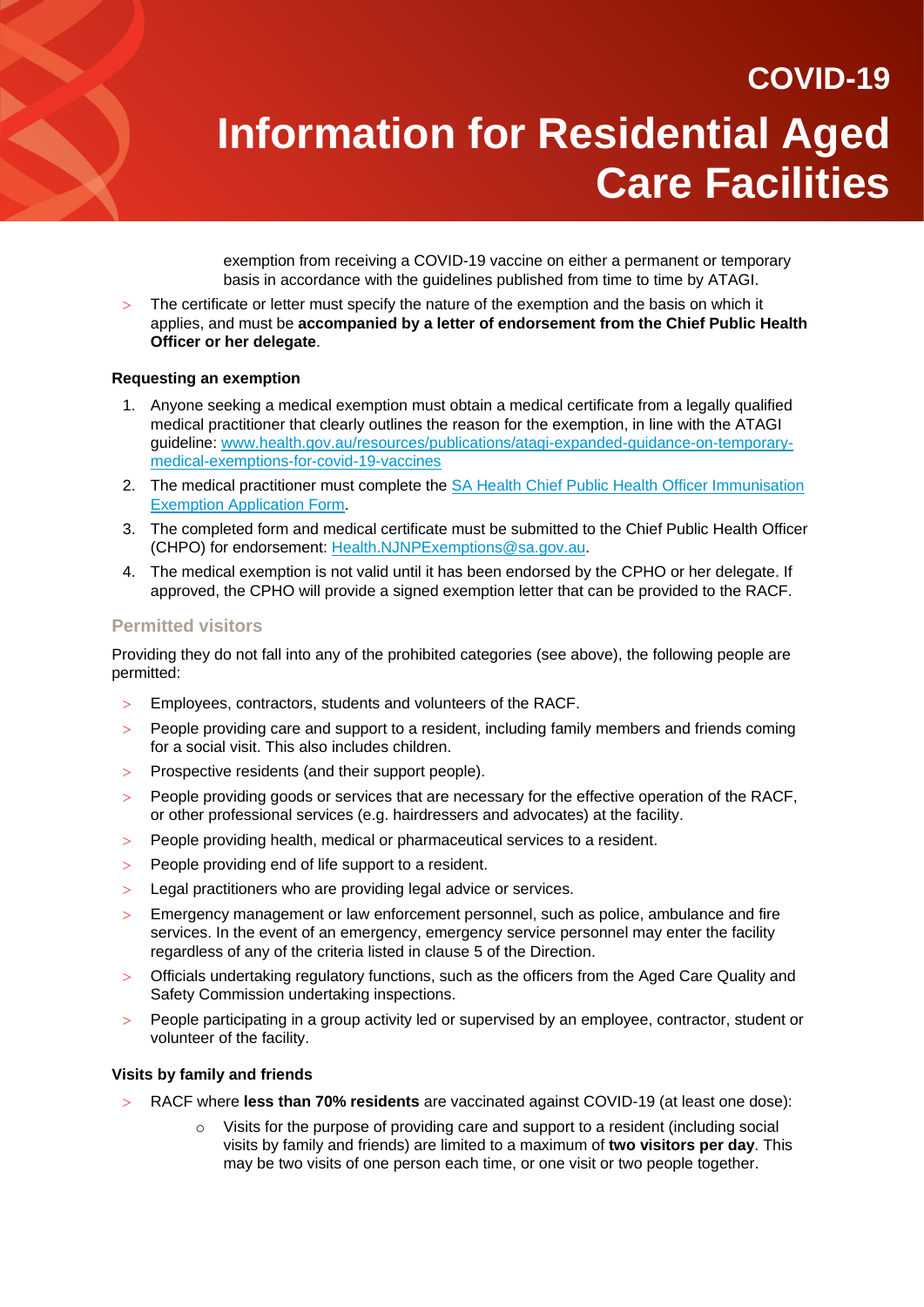exemption from receiving a COVID-19 vaccine on either a permanent or temporary basis in accordance with the guidelines published from time to time by ATAGI.

- The certificate or letter must specify the nature of the exemption and the basis on which it applies, and must be **accompanied by a letter of endorsement from the Chief Public Health Officer or her delegate**.

**Requesting an exemption**

1. Anyone seeking a medical exemption must obtain a medical certificate from a legally qualified medical practitioner that clearly outlines the reason for the exemption, in line with the ATAGI guideline: [www.health.gov.au/resources/publications/atagi-expanded-guidance-on-temporary-medical-exemptions-for-covid-19-vaccines](www.health.gov.au/resources/publications/atagi-expanded-guidance-on-temporary-medical-exemptions-for-covid-19-vaccines)
2. The medical practitioner must complete the SA Health Chief Public Health Officer Immunisation Exemption Application Form.
3. The completed form and medical certificate must be submitted to the Chief Public Health Officer (CHPO) for endorsement: Health.NJNPExemptions@sa.gov.au.
4. The medical exemption is not valid until it has been endorsed by the CPHO or her delegate. If approved, the CPHO will provide a signed exemption letter that can be provided to the RACF.

## Permitted visitors

Providing they do not fall into any of the prohibited categories (see above), the following people are permitted:

- Employees, contractors, students and volunteers of the RACF.
- People providing care and support to a resident, including family members and friends coming for a social visit. This also includes children.
- Prospective residents (and their support people).
- People providing goods or services that are necessary for the effective operation of the RACF, or other professional services (e.g. hairdressers and advocates) at the facility.
- People providing health, medical or pharmaceutical services to a resident.
- People providing end of life support to a resident.
- Legal practitioners who are providing legal advice or services.
- Emergency management or law enforcement personnel, such as police, ambulance and fire services. In the event of an emergency, emergency service personnel may enter the facility regardless of any of the criteria listed in clause 5 of the Direction.
- Officials undertaking regulatory functions, such as the officers from the Aged Care Quality and Safety Commission undertaking inspections.
- People participating in a group activity led or supervised by an employee, contractor, student or volunteer of the facility.

**Visits by family and friends**

- RACF where **less than 70% residents** are vaccinated against COVID-19 (at least one dose):
  - Visits for the purpose of providing care and support to a resident (including social visits by family and friends) are limited to a maximum of **two visitors per day**. This may be two visits of one person each time, or one visit or two people together.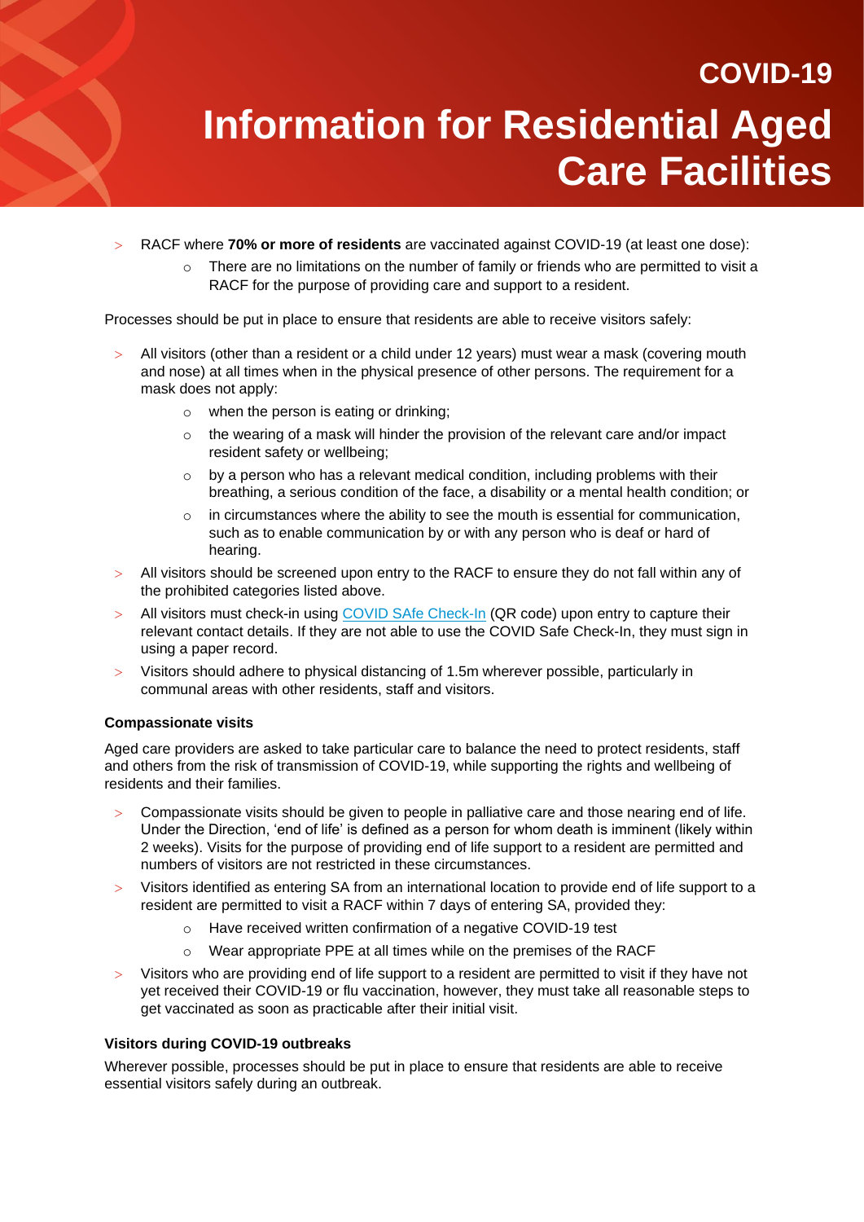- RACF where **70% or more of residents** are vaccinated against COVID-19 (at least one dose):
  - There are no limitations on the number of family or friends who are permitted to visit a RACF for the purpose of providing care and support to a resident.

Processes should be put in place to ensure that residents are able to receive visitors safely:

- All visitors (other than a resident or a child under 12 years) must wear a mask (covering mouth and nose) at all times when in the physical presence of other persons. The requirement for a mask does not apply:
  - when the person is eating or drinking;
  - the wearing of a mask will hinder the provision of the relevant care and/or impact resident safety or wellbeing;
  - by a person who has a relevant medical condition, including problems with their breathing, a serious condition of the face, a disability or a mental health condition; or
  - in circumstances where the ability to see the mouth is essential for communication, such as to enable communication by or with any person who is deaf or hard of hearing.
- All visitors should be screened upon entry to the RACF to ensure they do not fall within any of the prohibited categories listed above.
- All visitors must check-in using [COVID SAfe Check-In](#) (QR code) upon entry to capture their relevant contact details. If they are not able to use the COVID Safe Check-In, they must sign in using a paper record.
- Visitors should adhere to physical distancing of 1.5m wherever possible, particularly in communal areas with other residents, staff and visitors.

**Compassionate visits**

Aged care providers are asked to take particular care to balance the need to protect residents, staff and others from the risk of transmission of COVID-19, while supporting the rights and wellbeing of residents and their families.

- Compassionate visits should be given to people in palliative care and those nearing end of life. Under the Direction, 'end of life' is defined as a person for whom death is imminent (likely within 2 weeks). Visits for the purpose of providing end of life support to a resident are permitted and numbers of visitors are not restricted in these circumstances.
- Visitors identified as entering SA from an international location to provide end of life support to a resident are permitted to visit a RACF within 7 days of entering SA, provided they:
  - Have received written confirmation of a negative COVID-19 test
  - Wear appropriate PPE at all times while on the premises of the RACF
- Visitors who are providing end of life support to a resident are permitted to visit if they have not yet received their COVID-19 or flu vaccination, however, they must take all reasonable steps to get vaccinated as soon as practicable after their initial visit.

**Visitors during COVID-19 outbreaks**

Wherever possible, processes should be put in place to ensure that residents are able to receive essential visitors safely during an outbreak.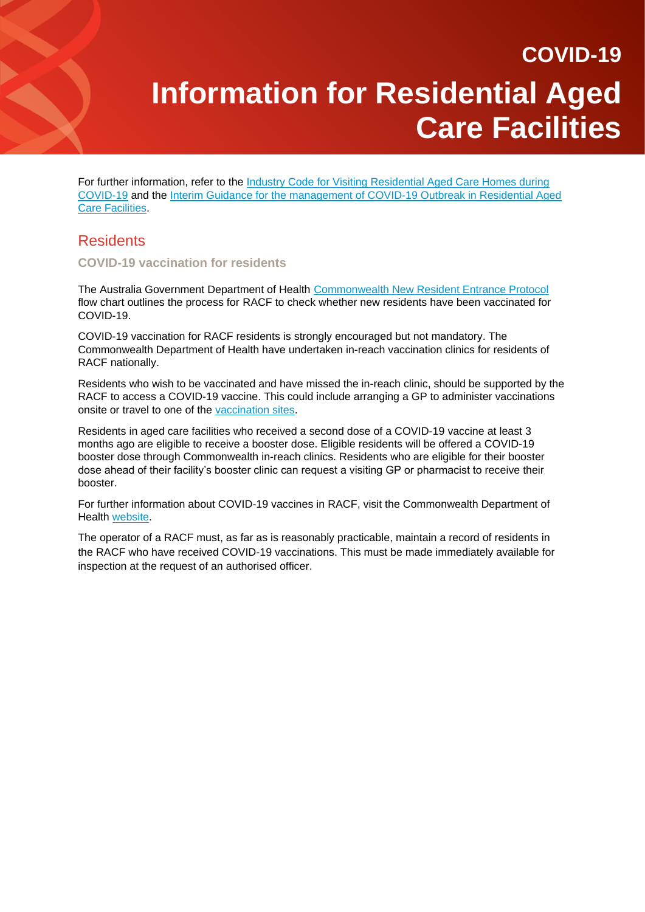# COVID-19

# Information for Residential Aged Care Facilities

For further information, refer to the Industry Code for Visiting Residential Aged Care Homes during COVID-19 and the Interim Guidance for the management of COVID-19 Outbreak in Residential Aged Care Facilities.

## Residents

### COVID-19 vaccination for residents

The Australia Government Department of Health Commonwealth New Resident Entrance Protocol flow chart outlines the process for RACF to check whether new residents have been vaccinated for COVID-19.

COVID-19 vaccination for RACF residents is strongly encouraged but not mandatory. The Commonwealth Department of Health have undertaken in-reach vaccination clinics for residents of RACF nationally.

Residents who wish to be vaccinated and have missed the in-reach clinic, should be supported by the RACF to access a COVID-19 vaccine. This could include arranging a GP to administer vaccinations onsite or travel to one of the vaccination sites.

Residents in aged care facilities who received a second dose of a COVID-19 vaccine at least 3 months ago are eligible to receive a booster dose. Eligible residents will be offered a COVID-19 booster dose through Commonwealth in-reach clinics. Residents who are eligible for their booster dose ahead of their facility's booster clinic can request a visiting GP or pharmacist to receive their booster.

For further information about COVID-19 vaccines in RACF, visit the Commonwealth Department of Health website.

The operator of a RACF must, as far as is reasonably practicable, maintain a record of residents in the RACF who have received COVID-19 vaccinations. This must be made immediately available for inspection at the request of an authorised officer.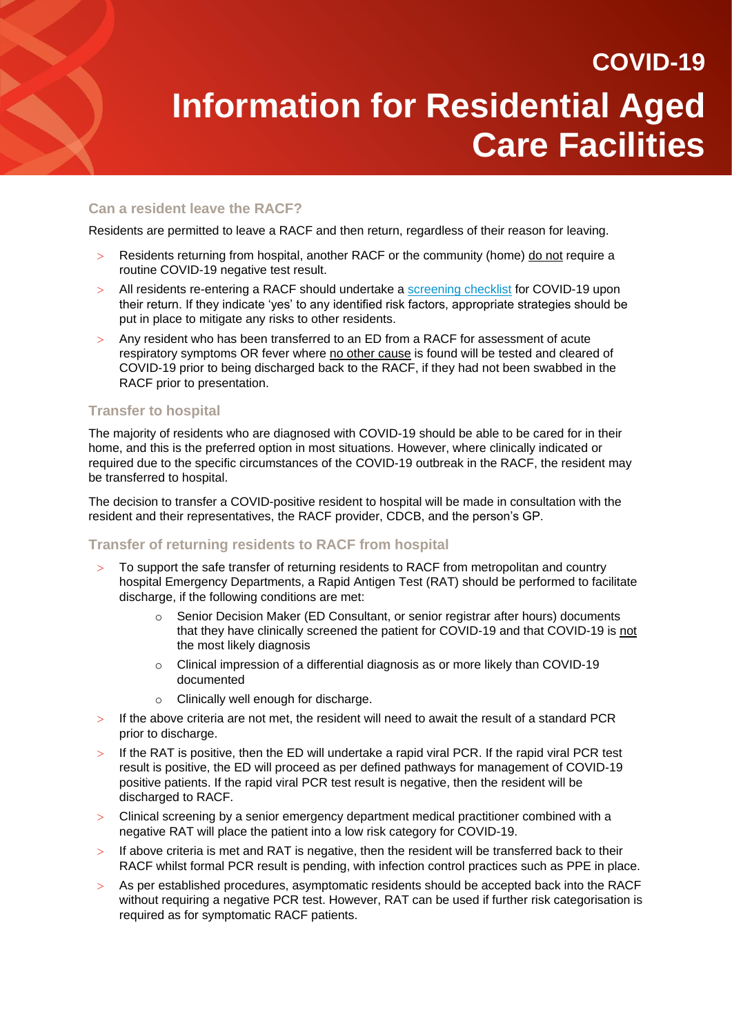# COVID-19

# Information for Residential Aged Care Facilities

## Can a resident leave the RACF?

Residents are permitted to leave a RACF and then return, regardless of their reason for leaving.

- Residents returning from hospital, another RACF or the community (home) do not require a routine COVID-19 negative test result.
- All residents re-entering a RACF should undertake a screening checklist for COVID-19 upon their return. If they indicate 'yes' to any identified risk factors, appropriate strategies should be put in place to mitigate any risks to other residents.
- Any resident who has been transferred to an ED from a RACF for assessment of acute respiratory symptoms OR fever where no other cause is found will be tested and cleared of COVID-19 prior to being discharged back to the RACF, if they had not been swabbed in the RACF prior to presentation.

## Transfer to hospital

The majority of residents who are diagnosed with COVID-19 should be able to be cared for in their home, and this is the preferred option in most situations. However, where clinically indicated or required due to the specific circumstances of the COVID-19 outbreak in the RACF, the resident may be transferred to hospital.

The decision to transfer a COVID-positive resident to hospital will be made in consultation with the resident and their representatives, the RACF provider, CDCB, and the person's GP.

## Transfer of returning residents to RACF from hospital

- To support the safe transfer of returning residents to RACF from metropolitan and country hospital Emergency Departments, a Rapid Antigen Test (RAT) should be performed to facilitate discharge, if the following conditions are met:
  - Senior Decision Maker (ED Consultant, or senior registrar after hours) documents that they have clinically screened the patient for COVID-19 and that COVID-19 is not the most likely diagnosis
  - Clinical impression of a differential diagnosis as or more likely than COVID-19 documented
  - Clinically well enough for discharge.
- If the above criteria are not met, the resident will need to await the result of a standard PCR prior to discharge.
- If the RAT is positive, then the ED will undertake a rapid viral PCR. If the rapid viral PCR test result is positive, the ED will proceed as per defined pathways for management of COVID-19 positive patients. If the rapid viral PCR test result is negative, then the resident will be discharged to RACF.
- Clinical screening by a senior emergency department medical practitioner combined with a negative RAT will place the patient into a low risk category for COVID-19.
- If above criteria is met and RAT is negative, then the resident will be transferred back to their RACF whilst formal PCR result is pending, with infection control practices such as PPE in place.
- As per established procedures, asymptomatic residents should be accepted back into the RACF without requiring a negative PCR test. However, RAT can be used if further risk categorisation is required as for symptomatic RACF patients.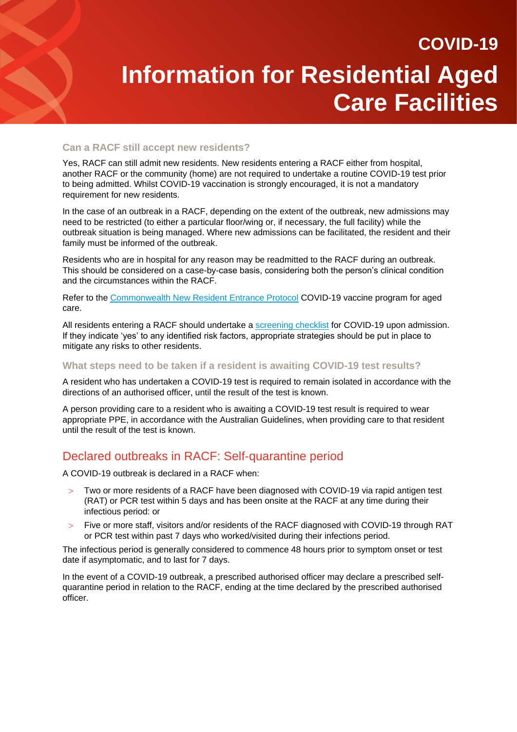# COVID-19

# Information for Residential Aged Care Facilities

### Can a RACF still accept new residents?

Yes, RACF can still admit new residents. New residents entering a RACF either from hospital, another RACF or the community (home) are not required to undertake a routine COVID-19 test prior to being admitted. Whilst COVID-19 vaccination is strongly encouraged, it is not a mandatory requirement for new residents.

In the case of an outbreak in a RACF, depending on the extent of the outbreak, new admissions may need to be restricted (to either a particular floor/wing or, if necessary, the full facility) while the outbreak situation is being managed. Where new admissions can be facilitated, the resident and their family must be informed of the outbreak.

Residents who are in hospital for any reason may be readmitted to the RACF during an outbreak. This should be considered on a case-by-case basis, considering both the person's clinical condition and the circumstances within the RACF.

Refer to the [Commonwealth New Resident Entrance Protocol]() COVID-19 vaccine program for aged care.

All residents entering a RACF should undertake a [screening checklist]() for COVID-19 upon admission. If they indicate 'yes' to any identified risk factors, appropriate strategies should be put in place to mitigate any risks to other residents.

### What steps need to be taken if a resident is awaiting COVID-19 test results?

A resident who has undertaken a COVID-19 test is required to remain isolated in accordance with the directions of an authorised officer, until the result of the test is known.

A person providing care to a resident who is awaiting a COVID-19 test result is required to wear appropriate PPE, in accordance with the Australian Guidelines, when providing care to that resident until the result of the test is known.

## Declared outbreaks in RACF: Self-quarantine period

A COVID-19 outbreak is declared in a RACF when:

- Two or more residents of a RACF have been diagnosed with COVID-19 via rapid antigen test (RAT) or PCR test within 5 days and has been onsite at the RACF at any time during their infectious period: or
- Five or more staff, visitors and/or residents of the RACF diagnosed with COVID-19 through RAT or PCR test within past 7 days who worked/visited during their infections period.

The infectious period is generally considered to commence 48 hours prior to symptom onset or test date if asymptomatic, and to last for 7 days.

In the event of a COVID-19 outbreak, a prescribed authorised officer may declare a prescribed self-quarantine period in relation to the RACF, ending at the time declared by the prescribed authorised officer.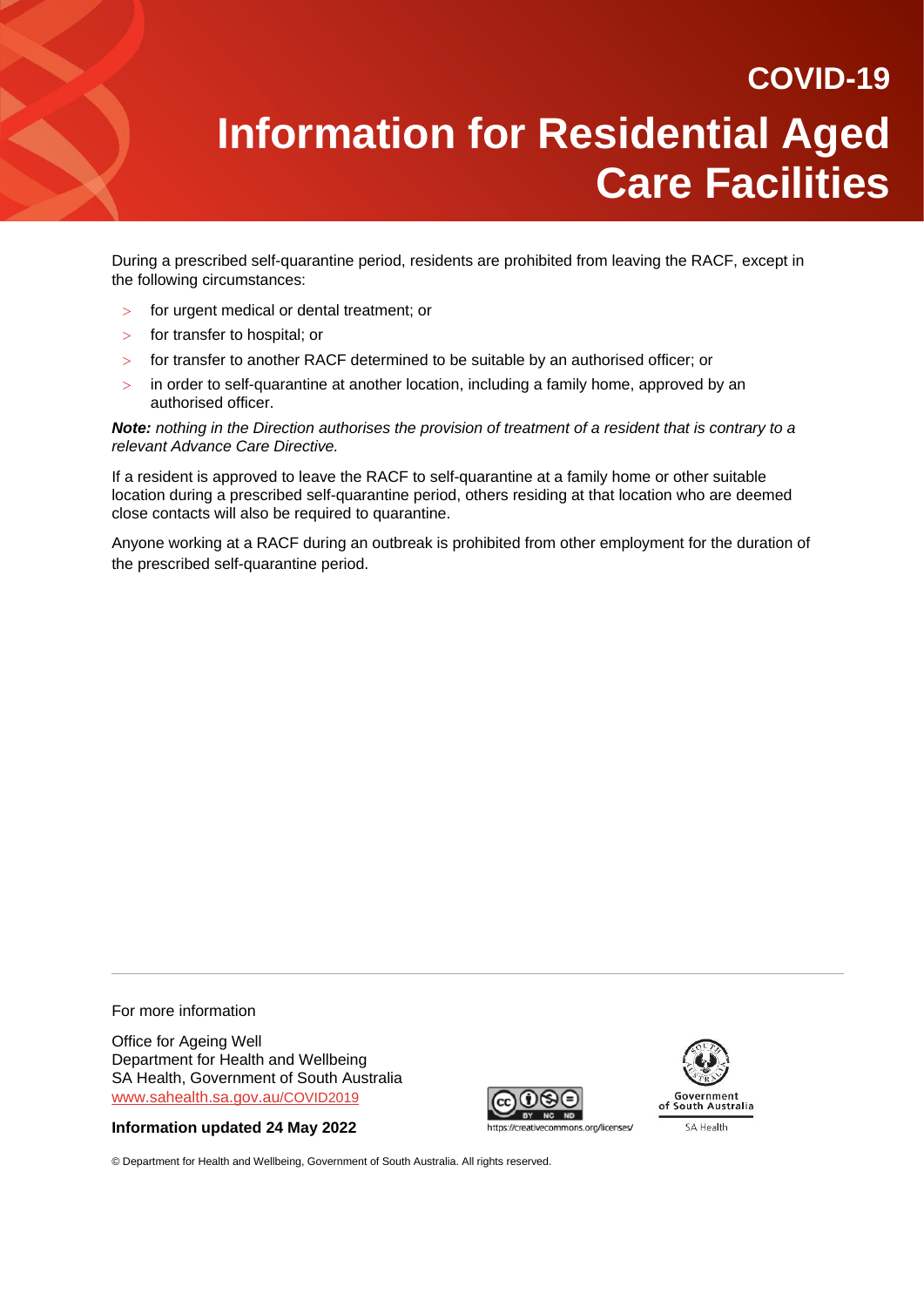# COVID-19

# Information for Residential Aged Care Facilities

During a prescribed self-quarantine period, residents are prohibited from leaving the RACF, except in the following circumstances:

- for urgent medical or dental treatment; or
- for transfer to hospital; or
- for transfer to another RACF determined to be suitable by an authorised officer; or
- in order to self-quarantine at another location, including a family home, approved by an authorised officer.

***Note:*** *nothing in the Direction authorises the provision of treatment of a resident that is contrary to a relevant Advance Care Directive.*

If a resident is approved to leave the RACF to self-quarantine at a family home or other suitable location during a prescribed self-quarantine period, others residing at that location who are deemed close contacts will also be required to quarantine.

Anyone working at a RACF during an outbreak is prohibited from other employment for the duration of the prescribed self-quarantine period.

---

For more information

Office for Ageing Well
Department for Health and Wellbeing
SA Health, Government of South Australia
www.sahealth.sa.gov.au/COVID2019

**Information updated 24 May 2022**

https://creativecommons.org/licenses/

Government of South Australia

SA Health

© Department for Health and Wellbeing, Government of South Australia. All rights reserved.